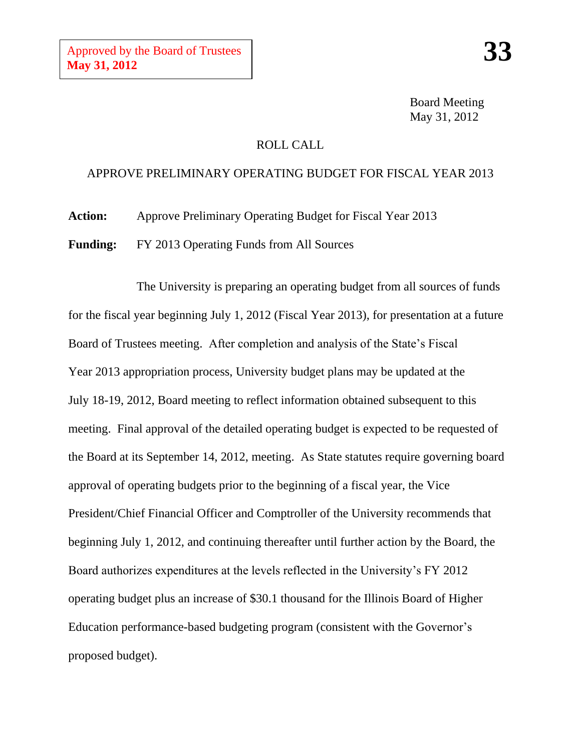Approved by the Board of Trustees
**May 31, 2012**

**33**

Board Meeting
May 31, 2012

ROLL CALL

APPROVE PRELIMINARY OPERATING BUDGET FOR FISCAL YEAR 2013

**Action:** Approve Preliminary Operating Budget for Fiscal Year 2013

**Funding:** FY 2013 Operating Funds from All Sources

The University is preparing an operating budget from all sources of funds for the fiscal year beginning July 1, 2012 (Fiscal Year 2013), for presentation at a future Board of Trustees meeting. After completion and analysis of the State's Fiscal Year 2013 appropriation process, University budget plans may be updated at the July 18-19, 2012, Board meeting to reflect information obtained subsequent to this meeting. Final approval of the detailed operating budget is expected to be requested of the Board at its September 14, 2012, meeting. As State statutes require governing board approval of operating budgets prior to the beginning of a fiscal year, the Vice President/Chief Financial Officer and Comptroller of the University recommends that beginning July 1, 2012, and continuing thereafter until further action by the Board, the Board authorizes expenditures at the levels reflected in the University's FY 2012 operating budget plus an increase of $30.1 thousand for the Illinois Board of Higher Education performance-based budgeting program (consistent with the Governor's proposed budget).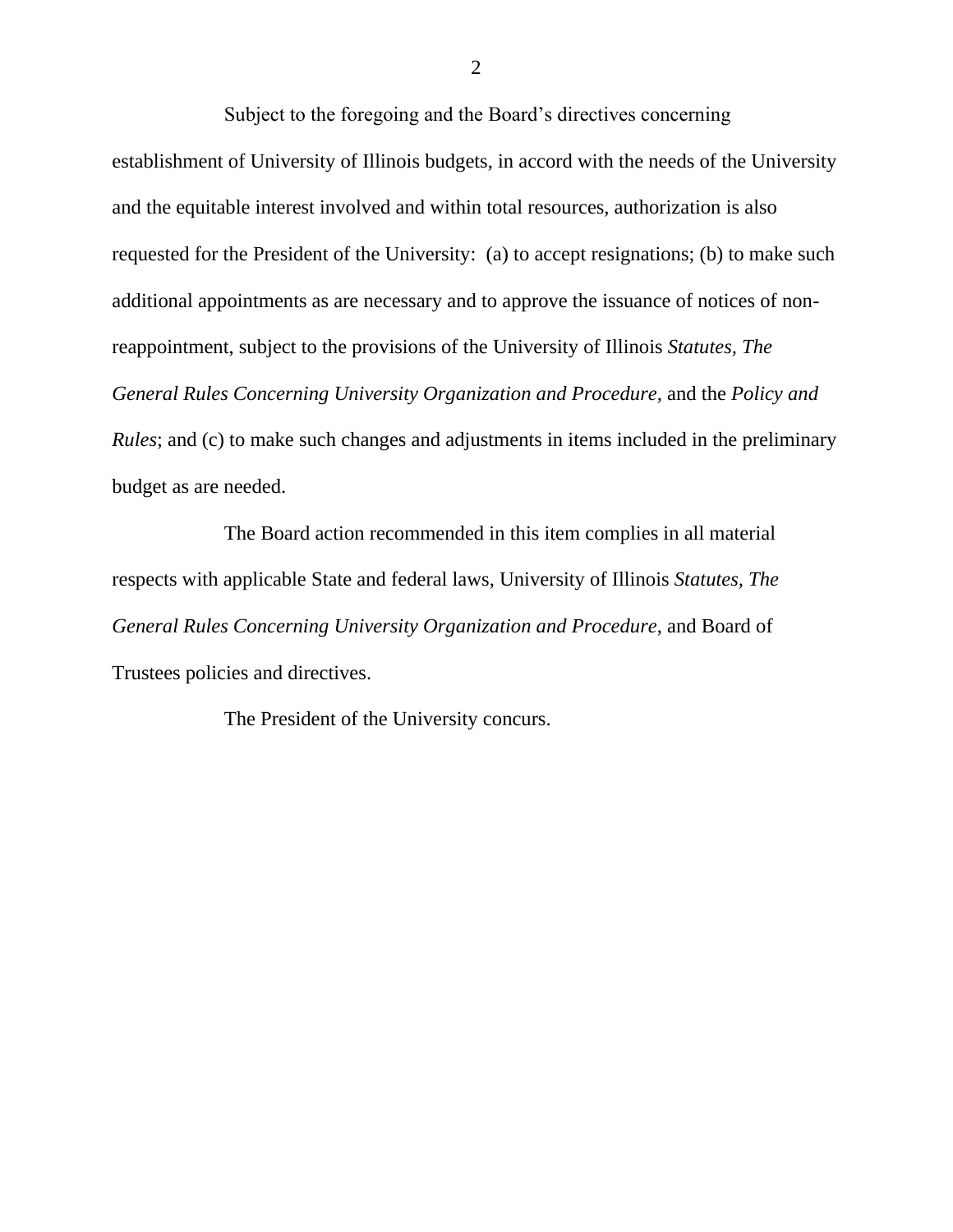Subject to the foregoing and the Board's directives concerning establishment of University of Illinois budgets, in accord with the needs of the University and the equitable interest involved and within total resources, authorization is also requested for the President of the University: (a) to accept resignations; (b) to make such additional appointments as are necessary and to approve the issuance of notices of non-reappointment, subject to the provisions of the University of Illinois *Statutes, The General Rules Concerning University Organization and Procedure,* and the *Policy and Rules*; and (c) to make such changes and adjustments in items included in the preliminary budget as are needed.

The Board action recommended in this item complies in all material respects with applicable State and federal laws, University of Illinois *Statutes, The General Rules Concerning University Organization and Procedure*, and Board of Trustees policies and directives.

The President of the University concurs.